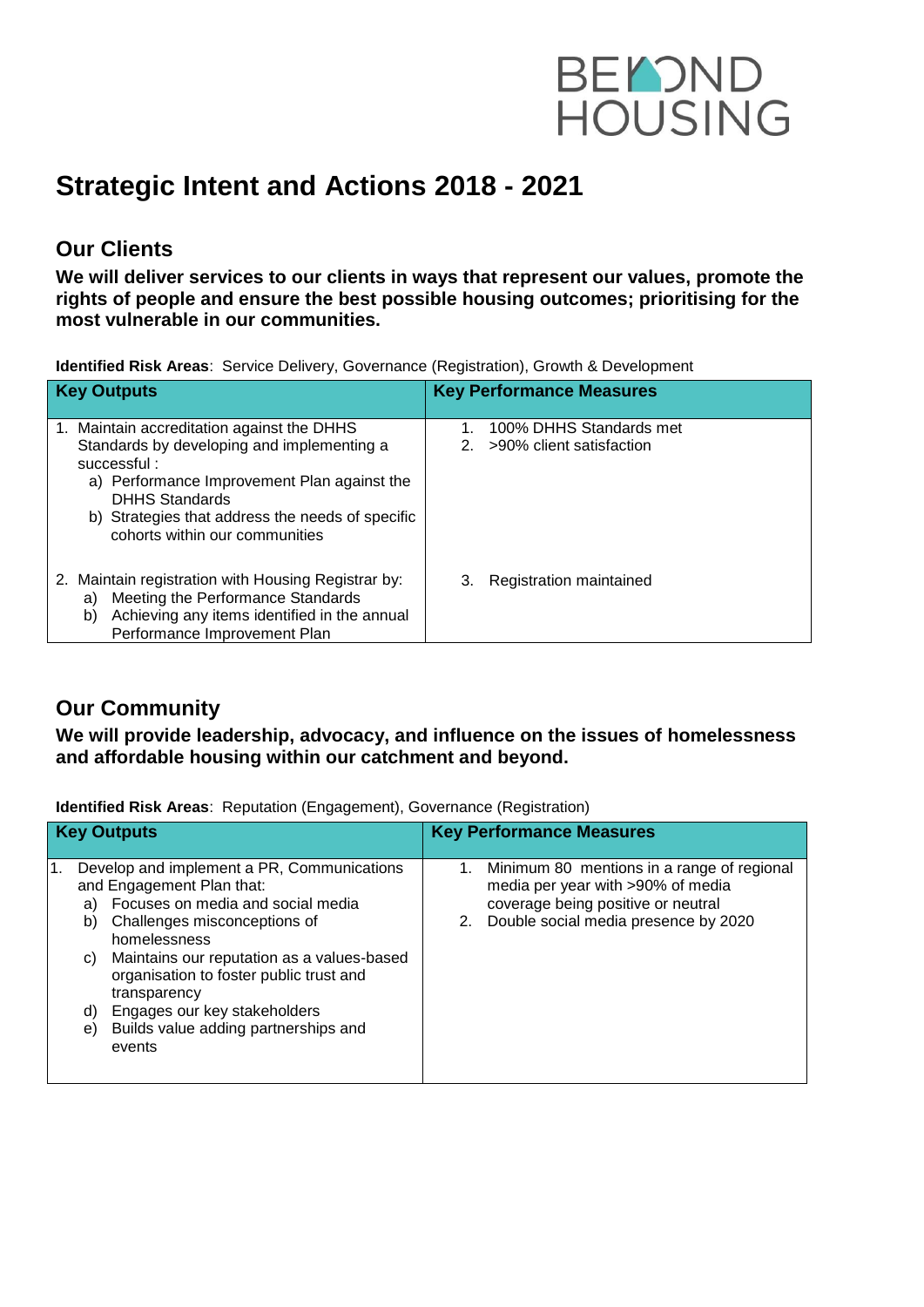BEYOND HOUSING

# Strategic Intent and Actions 2018 - 2021

## Our Clients

**We will deliver services to our clients in ways that represent our values, promote the rights of people and ensure the best possible housing outcomes; prioritising for the most vulnerable in our communities.**

**Identified Risk Areas**: Service Delivery, Governance (Registration), Growth & Development

| Key Outputs | Key Performance Measures |
|---|---|
| 1. Maintain accreditation against the DHHS Standards by developing and implementing a successful :<br>a) Performance Improvement Plan against the DHHS Standards<br>b) Strategies that address the needs of specific cohorts within our communities | 1. 100% DHHS Standards met<br>2. >90% client satisfaction |
| 2. Maintain registration with Housing Registrar by:<br>a) Meeting the Performance Standards<br>b) Achieving any items identified in the annual Performance Improvement Plan | 3. Registration maintained |

## Our Community

**We will provide leadership, advocacy, and influence on the issues of homelessness and affordable housing within our catchment and beyond.**

**Identified Risk Areas**: Reputation (Engagement), Governance (Registration)

| Key Outputs | Key Performance Measures |
|---|---|
| 1. Develop and implement a PR, Communications and Engagement Plan that:<br>a) Focuses on media and social media<br>b) Challenges misconceptions of homelessness<br>c) Maintains our reputation as a values-based organisation to foster public trust and transparency<br>d) Engages our key stakeholders<br>e) Builds value adding partnerships and events | 1. Minimum 80 mentions in a range of regional media per year with >90% of media coverage being positive or neutral<br>2. Double social media presence by 2020 |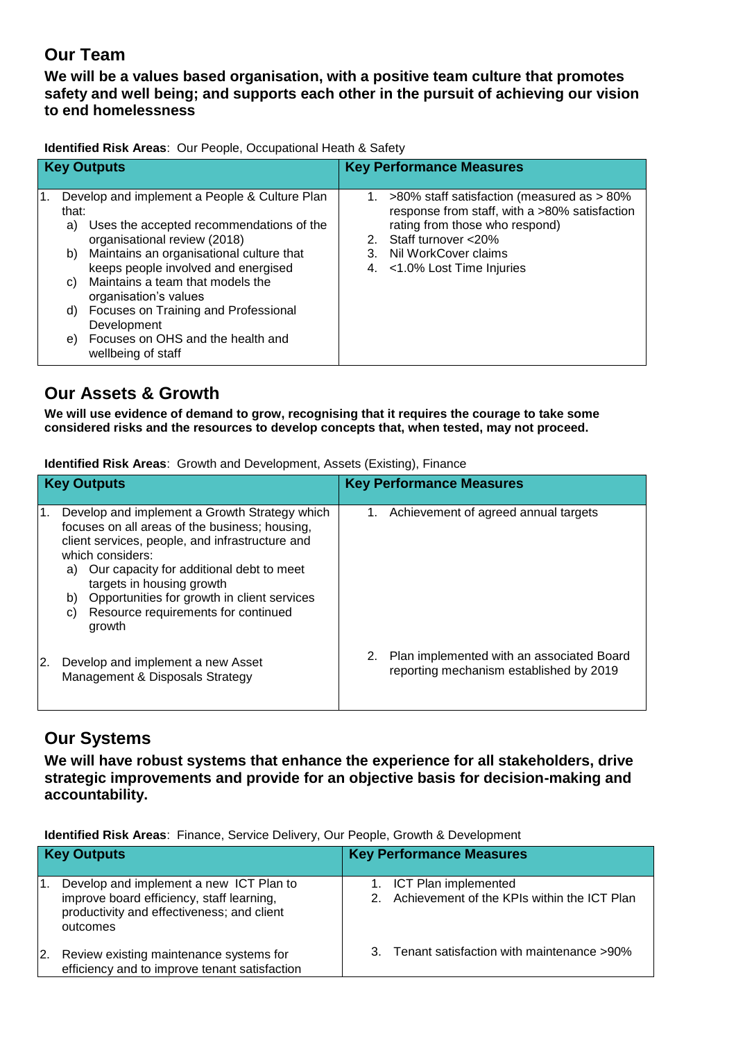## Our Team

**We will be a values based organisation, with a positive team culture that promotes safety and well being; and supports each other in the pursuit of achieving our vision to end homelessness**

**Identified Risk Areas**: Our People, Occupational Health & Safety

| Key Outputs | Key Performance Measures |
|---|---|
| 1. Develop and implement a People & Culture Plan that:<br>a) Uses the accepted recommendations of the organisational review (2018)<br>b) Maintains an organisational culture that keeps people involved and energised<br>c) Maintains a team that models the organisation's values<br>d) Focuses on Training and Professional Development<br>e) Focuses on OHS and the health and wellbeing of staff | 1. >80% staff satisfaction (measured as > 80% response from staff, with a >80% satisfaction rating from those who respond)<br>2. Staff turnover <20%<br>3. Nil WorkCover claims<br>4. <1.0% Lost Time Injuries |

## Our Assets & Growth

**We will use evidence of demand to grow, recognising that it requires the courage to take some considered risks and the resources to develop concepts that, when tested, may not proceed.**

**Identified Risk Areas**: Growth and Development, Assets (Existing), Finance

| Key Outputs | Key Performance Measures |
|---|---|
| 1. Develop and implement a Growth Strategy which focuses on all areas of the business; housing, client services, people, and infrastructure and which considers:<br>a) Our capacity for additional debt to meet targets in housing growth<br>b) Opportunities for growth in client services<br>c) Resource requirements for continued growth | 1. Achievement of agreed annual targets |
| 2. Develop and implement a new Asset Management & Disposals Strategy | 2. Plan implemented with an associated Board reporting mechanism established by 2019 |

## Our Systems

**We will have robust systems that enhance the experience for all stakeholders, drive strategic improvements and provide for an objective basis for decision-making and accountability.**

**Identified Risk Areas**: Finance, Service Delivery, Our People, Growth & Development

| Key Outputs | Key Performance Measures |
|---|---|
| 1. Develop and implement a new ICT Plan to improve board efficiency, staff learning, productivity and effectiveness; and client outcomes | 1. ICT Plan implemented<br>2. Achievement of the KPIs within the ICT Plan |
| 2. Review existing maintenance systems for efficiency and to improve tenant satisfaction | 3. Tenant satisfaction with maintenance >90% |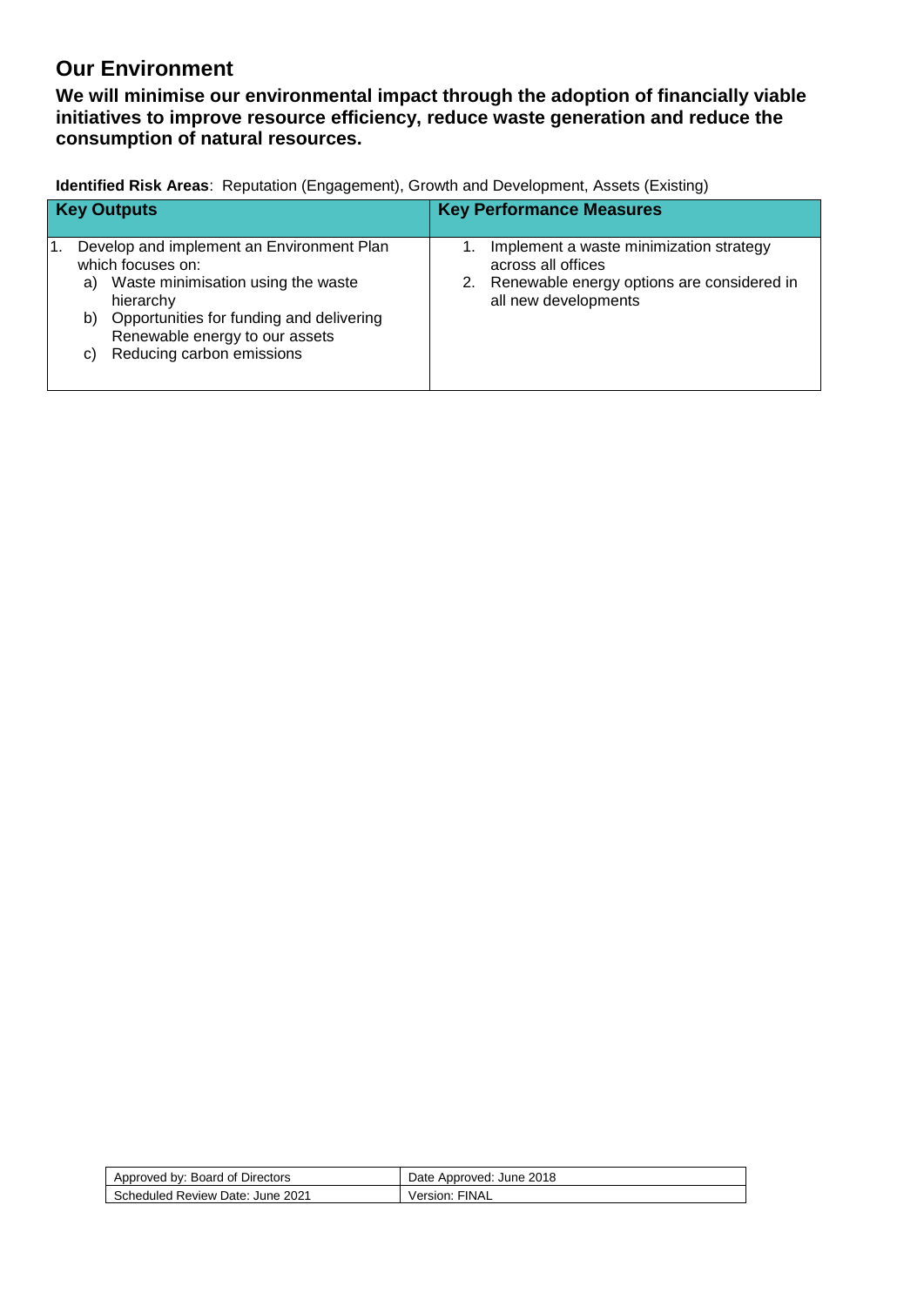## Our Environment

**We will minimise our environmental impact through the adoption of financially viable initiatives to improve resource efficiency, reduce waste generation and reduce the consumption of natural resources.**

**Identified Risk Areas**: Reputation (Engagement), Growth and Development, Assets (Existing)

| Key Outputs | Key Performance Measures |
|---|---|
| 1. Develop and implement an Environment Plan which focuses on:<br>a) Waste minimisation using the waste hierarchy<br>b) Opportunities for funding and delivering Renewable energy to our assets<br>c) Reducing carbon emissions | 1. Implement a waste minimization strategy across all offices<br>2. Renewable energy options are considered in all new developments |

| | |
|---|---|
| Approved by: Board of Directors | Date Approved: June 2018 |
| Scheduled Review Date: June 2021 | Version: FINAL |